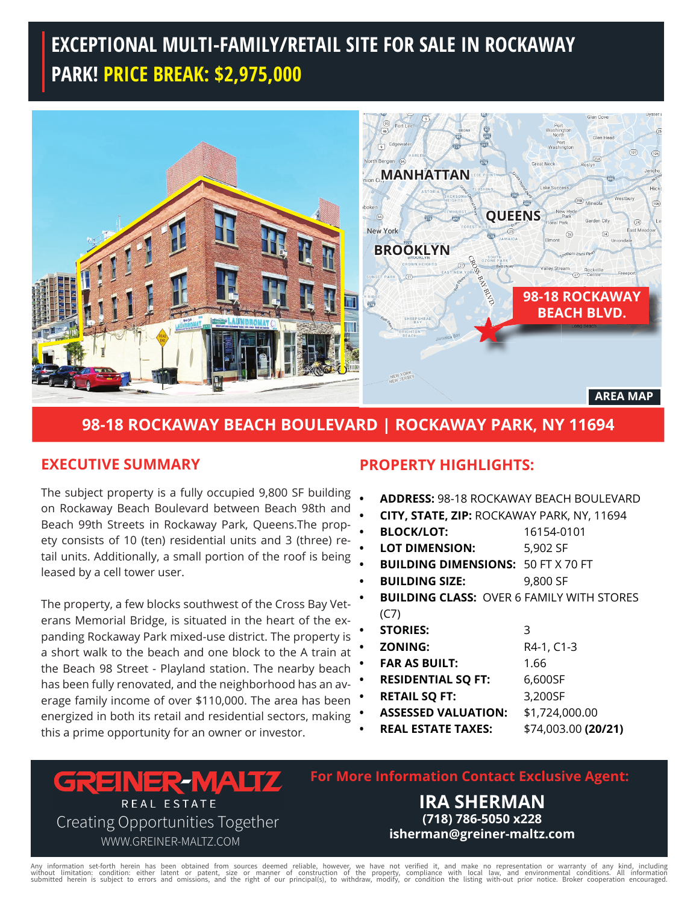# EXCEPTIONAL MULTI-FAMILY/RETAIL SITE FOR SALE IN ROCKAWAY PARK! PRICE BREAK: $2,975,000

98-18 ROCKAWAY BEACH BLVD.

AREA MAP

## 98-18 ROCKAWAY BEACH BOULEVARD | ROCKAWAY PARK, NY 11694

## EXECUTIVE SUMMARY

The subject property is a fully occupied 9,800 SF building on Rockaway Beach Boulevard between Beach 98th and Beach 99th Streets in Rockaway Park, Queens.The propety consists of 10 (ten) residential units and 3 (three) retail units. Additionally, a small portion of the roof is being leased by a cell tower user.

The property, a few blocks southwest of the Cross Bay Veterans Memorial Bridge, is situated in the heart of the expanding Rockaway Park mixed-use district. The property is a short walk to the beach and one block to the A train at the Beach 98 Street - Playland station. The nearby beach has been fully renovated, and the neighborhood has an average family income of over $110,000. The area has been energized in both its retail and residential sectors, making this a prime opportunity for an owner or investor.

## PROPERTY HIGHLIGHTS:

- **ADDRESS:** 98-18 ROCKAWAY BEACH BOULEVARD
- **CITY, STATE, ZIP:** ROCKAWAY PARK, NY, 11694
- **BLOCK/LOT:** 16154-0101
- **LOT DIMENSION:** 5,902 SF
- **BUILDING DIMENSIONS:** 50 FT X 70 FT
- **BUILDING SIZE:** 9,800 SF
- **BUILDING CLASS:** OVER 6 FAMILY WITH STORES (C7)
- **STORIES:** 3
- **ZONING:** R4-1, C1-3
- **FAR AS BUILT:** 1.66
- **RESIDENTIAL SQ FT:** 6,600SF
- **RETAIL SQ FT:** 3,200SF
- **ASSESSED VALUATION:** $1,724,000.00
- **REAL ESTATE TAXES:** $74,003.00 **(20/21)**

GREINER-MALTZ
REAL ESTATE
Creating Opportunities Together
WWW.GREINER-MALTZ.COM

**For More Information Contact Exclusive Agent:**

**IRA SHERMAN**
**(718) 786-5050 x228**
**isherman@greiner-maltz.com**

Any information set-forth herein has been obtained from sources deemed reliable, however, we have not verified it, and make no representation or warranty of any kind, including without limitation: condition: either latent or patent, size or manner of construction of the property, compliance with local law, and environmental conditions. All information submitted herein is subject to errors and omissions, and the right of our principal(s), to withdraw, modify, or condition the listing with-out prior notice. Broker cooperation encouraged.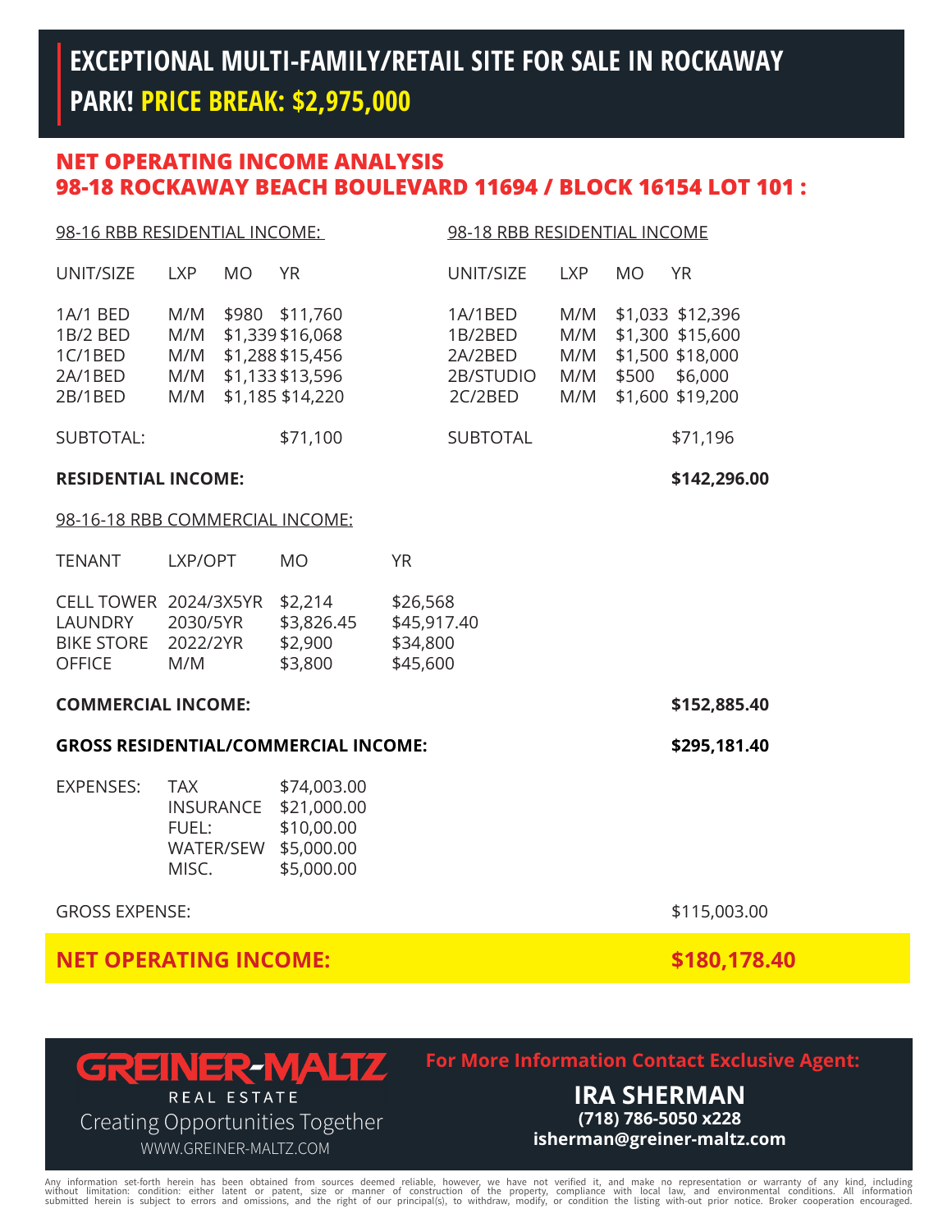# EXCEPTIONAL MULTI-FAMILY/RETAIL SITE FOR SALE IN ROCKAWAY PARK! PRICE BREAK: $2,975,000

## NET OPERATING INCOME ANALYSIS
## 98-18 ROCKAWAY BEACH BOULEVARD 11694 / BLOCK 16154 LOT 101 :

**98-16 RBB RESIDENTIAL INCOME:**

| UNIT/SIZE | LXP | MO | YR |
|---|---|---|---|
| 1A/1 BED | M/M | $980 | $11,760 |
| 1B/2 BED | M/M | $1,339 | $16,068 |
| 1C/1BED | M/M | $1,288 | $15,456 |
| 2A/1BED | M/M | $1,133 | $13,596 |
| 2B/1BED | M/M | $1,185 | $14,220 |
| SUBTOTAL: | | | $71,100 |

**98-18 RBB RESIDENTIAL INCOME**

| UNIT/SIZE | LXP | MO | YR |
|---|---|---|---|
| 1A/1BED | M/M | $1,033 | $12,396 |
| 1B/2BED | M/M | $1,300 | $15,600 |
| 2A/2BED | M/M | $1,500 | $18,000 |
| 2B/STUDIO | M/M | $500 | $6,000 |
| 2C/2BED | M/M | $1,600 | $19,200 |
| SUBTOTAL | | | $71,196 |

**RESIDENTIAL INCOME:** **$142,296.00**

**98-16-18 RBB COMMERCIAL INCOME:**

| TENANT | LXP/OPT | MO | YR |
|---|---|---|---|
| CELL TOWER | 2024/3X5YR | $2,214 | $26,568 |
| LAUNDRY | 2030/5YR | $3,826.45 | $45,917.40 |
| BIKE STORE | 2022/2YR | $2,900 | $34,800 |
| OFFICE | M/M | $3,800 | $45,600 |

**COMMERCIAL INCOME:** **$152,885.40**

**GROSS RESIDENTIAL/COMMERCIAL INCOME:** **$295,181.40**

| EXPENSES: | | |
|---|---|---|
| | TAX | $74,003.00 |
| | INSURANCE | $21,000.00 |
| | FUEL: | $10,00.00 |
| | WATER/SEW | $5,000.00 |
| | MISC. | $5,000.00 |

GROSS EXPENSE: $115,003.00

**NET OPERATING INCOME: $180,178.40**

GREINER-MALTZ REAL ESTATE
Creating Opportunities Together
WWW.GREINER-MALTZ.COM

**For More Information Contact Exclusive Agent:**

**IRA SHERMAN**
**(718) 786-5050 x228**
**isherman@greiner-maltz.com**

Any information set-forth herein has been obtained from sources deemed reliable, however, we have not verified it, and make no representation or warranty of any kind, including without limitation: condition: either latent or patent, size or manner of construction of the property, compliance with local law, and environmental conditions. All information submitted herein is subject to errors and omissions, and the right of our principal(s), to withdraw, modify, or condition the listing with-out prior notice. Broker cooperation encouraged.